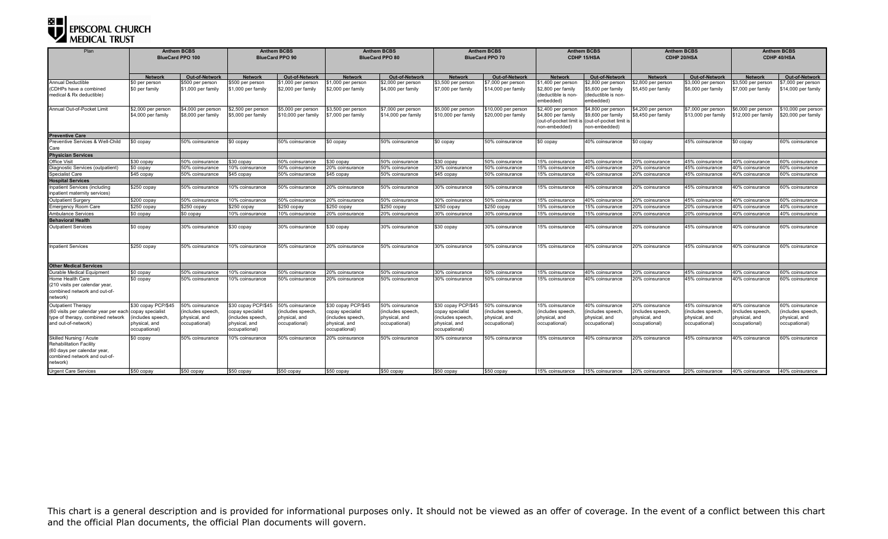# EPISCOPAL CHURCH MEDICAL TRUST

| Plan | Anthem BCBS BlueCard PPO 100 | | Anthem BCBS BlueCard PPO 90 | | Anthem BCBS BlueCard PPO 80 | | Anthem BCBS BlueCard PPO 70 | | Anthem BCBS CDHP 15/HSA | | Anthem BCBS CDHP 20/HSA | | Anthem BCBS CDHP 40/HSA | |
|---|---|---|---|---|---|---|---|---|---|---|---|---|---|---|
| | **Network** | **Out-of-Network** | **Network** | **Out-of-Network** | **Network** | **Out-of-Network** | **Network** | **Out-of-Network** | **Network** | **Out-of-Network** | **Network** | **Out-of-Network** | **Network** | **Out-of-Network** |
| Annual Deductible (CDHPs have a combined medical & Rx deductible) | $0 per person $0 per family | $500 per person $1,000 per family | $500 per person $1,000 per family | $1,000 per person $2,000 per family | $1,000 per person $2,000 per family | $2,000 per person $4,000 per family | $3,500 per person $7,000 per family | $7,000 per person $14,000 per family | $1,400 per person $2,800 per family (deductible is non-embedded) | $2,800 per person $5,600 per family (deductible is non-embedded) | $2,800 per person $5,450 per family | $3,000 per person $6,000 per family | $3,500 per person $7,000 per family | $7,000 per person $14,000 per family |
| Annual Out-of-Pocket Limit | $2,000 per person $4,000 per family | $4,000 per person $8,000 per family | $2,500 per person $5,000 per family | $5,000 per person $10,000 per family | $3,500 per person $7,000 per family | $7,000 per person $14,000 per family | $5,000 per person $10,000 per family | $10,000 per person $20,000 per family | $2,400 per person $4,800 per family (out-of-pocket limit is non-embedded) | $4,800 per person $9,600 per family (out-of-pocket limit is non-embedded) | $4,200 per person $8,450 per family | $7,000 per person $13,000 per family | $6,000 per person $12,000 per family | $10,000 per person $20,000 per family |
| **Preventive Care** | | | | | | | | | | | | | | |
| Preventive Services & Well-Child Care | $0 copay | 50% coinsurance | $0 copay | 50% coinsurance | $0 copay | 50% coinsurance | $0 copay | 50% coinsurance | $0 copay | 40% coinsurance | $0 copay | 45% coinsurance | $0 copay | 60% coinsurance |
| **Physician Services** | | | | | | | | | | | | | | |
| Office Visit | $30 copay | 50% coinsurance | $30 copay | 50% coinsurance | $30 copay | 50% coinsurance | $30 copay | 50% coinsurance | 15% coinsurance | 40% coinsurance | 20% coinsurance | 45% coinsurance | 40% coinsurance | 60% coinsurance |
| Diagnostic Services (outpatient) | $0 copay | 50% coinsurance | 10% coinsurance | 50% coinsurance | 20% coinsurance | 50% coinsurance | 30% coinsurance | 50% coinsurance | 15% coinsurance | 40% coinsurance | 20% coinsurance | 45% coinsurance | 40% coinsurance | 60% coinsurance |
| Specialist Care | $45 copay | 50% coinsurance | $45 copay | 50% coinsurance | $45 copay | 50% coinsurance | $45 copay | 50% coinsurance | 15% coinsurance | 40% coinsurance | 20% coinsurance | 45% coinsurance | 40% coinsurance | 60% coinsurance |
| **Hospital Services** | | | | | | | | | | | | | | |
| Inpatient Services (including inpatient maternity services) | $250 copay | 50% coinsurance | 10% coinsurance | 50% coinsurance | 20% coinsurance | 50% coinsurance | 30% coinsurance | 50% coinsurance | 15% coinsurance | 40% coinsurance | 20% coinsurance | 45% coinsurance | 40% coinsurance | 60% coinsurance |
| Outpatient Surgery | $200 copay | 50% coinsurance | 10% coinsurance | 50% coinsurance | 20% coinsurance | 50% coinsurance | 30% coinsurance | 50% coinsurance | 15% coinsurance | 40% coinsurance | 20% coinsurance | 45% coinsurance | 40% coinsurance | 60% coinsurance |
| Emergency Room Care | $250 copay | $250 copay | $250 copay | $250 copay | $250 copay | $250 copay | $250 copay | $250 copay | 15% coinsurance | 15% coinsurance | 20% coinsurance | 20% coinsurance | 40% coinsurance | 40% coinsurance |
| Ambulance Services | $0 copay | $0 copay | 10% coinsurance | 10% coinsurance | 20% coinsurance | 20% coinsurance | 30% coinsurance | 30% coinsurance | 15% coinsurance | 15% coinsurance | 20% coinsurance | 20% coinsurance | 40% coinsurance | 40% coinsurance |
| **Behavioral Health** | | | | | | | | | | | | | | |
| Outpatient Services | $0 copay | 30% coinsurance | $30 copay | 30% coinsurance | $30 copay | 30% coinsurance | $30 copay | 30% coinsurance | 15% coinsurance | 40% coinsurance | 20% coinsurance | 45% coinsurance | 40% coinsurance | 60% coinsurance |
| Inpatient Services | $250 copay | 50% coinsurance | 10% coinsurance | 50% coinsurance | 20% coinsurance | 50% coinsurance | 30% coinsurance | 50% coinsurance | 15% coinsurance | 40% coinsurance | 20% coinsurance | 45% coinsurance | 40% coinsurance | 60% coinsurance |
| **Other Medical Services** | | | | | | | | | | | | | | |
| Durable Medical Equipment | $0 copay | 50% coinsurance | 10% coinsurance | 50% coinsurance | 20% coinsurance | 50% coinsurance | 30% coinsurance | 50% coinsurance | 15% coinsurance | 40% coinsurance | 20% coinsurance | 45% coinsurance | 40% coinsurance | 60% coinsurance |
| Home Health Care (210 visits per calendar year, combined network and out-of-network) | $0 copay | 50% coinsurance | 10% coinsurance | 50% coinsurance | 20% coinsurance | 50% coinsurance | 30% coinsurance | 50% coinsurance | 15% coinsurance | 40% coinsurance | 20% coinsurance | 45% coinsurance | 40% coinsurance | 60% coinsurance |
| Outpatient Therapy (60 visits per calendar year per each type of therapy, combined network and out-of-network) | $30 copay PCP/$45 copay specialist (includes speech, physical, and occupational) | 50% coinsurance (includes speech, physical, and occupational) | $30 copay PCP/$45 copay specialist (includes speech, physical, and occupational) | 50% coinsurance (includes speech, physical, and occupational) | $30 copay PCP/$45 copay specialist (includes speech, physical, and occupational) | 50% coinsurance (includes speech, physical, and occupational) | $30 copay PCP/$45 copay specialist (includes speech, physical, and occupational) | 50% coinsurance (includes speech, physical, and occupational) | 15% coinsurance (includes speech, physical, and occupational) | 40% coinsurance (includes speech, physical, and occupational) | 20% coinsurance (includes speech, physical, and occupational) | 45% coinsurance (includes speech, physical, and occupational) | 40% coinsurance (includes speech, physical, and occupational) | 60% coinsurance (includes speech, physical, and occupational) |
| Skilled Nursing / Acute Rehabilitation Facility (60 days per calendar year, combined network and out-of-network) | $0 copay | 50% coinsurance | 10% coinsurance | 50% coinsurance | 20% coinsurance | 50% coinsurance | 30% coinsurance | 50% coinsurance | 15% coinsurance | 40% coinsurance | 20% coinsurance | 45% coinsurance | 40% coinsurance | 60% coinsurance |
| Urgent Care Services | $50 copay | $50 copay | $50 copay | $50 copay | $50 copay | $50 copay | $50 copay | $50 copay | 15% coinsurance | 15% coinsurance | 20% coinsurance | 20% coinsurance | 40% coinsurance | 40% coinsurance |

This chart is a general description and is provided for informational purposes only. It should not be viewed as an offer of coverage. In the event of a conflict between this chart and the official Plan documents, the official Plan documents will govern.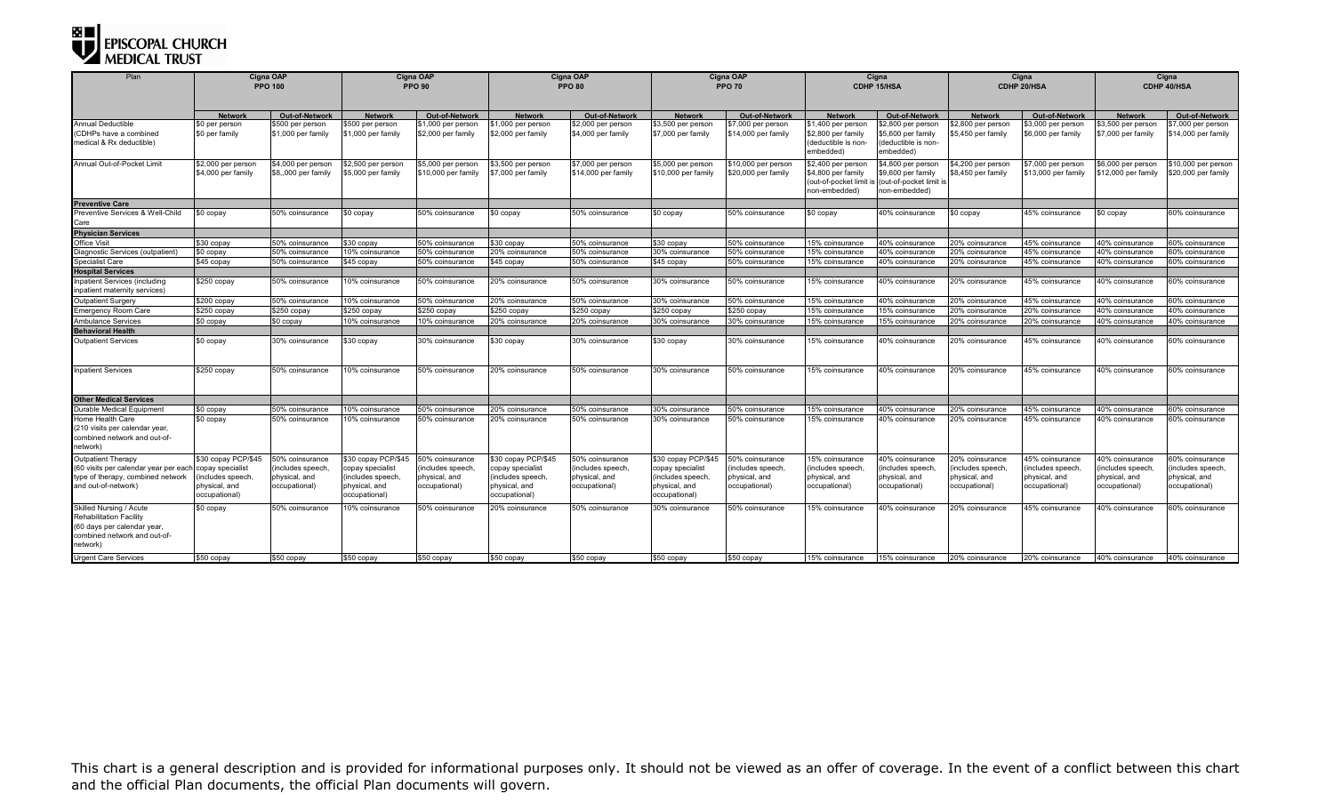# EPISCOPAL CHURCH MEDICAL TRUST

| Plan | Cigna OAP PPO 100 | | Cigna OAP PPO 90 | | Cigna OAP PPO 80 | | Cigna OAP PPO 70 | | Cigna CDHP 15/HSA | | Cigna CDHP 20/HSA | | Cigna CDHP 40/HSA | |
|---|---|---|---|---|---|---|---|---|---|---|---|---|---|---|
| | **Network** | **Out-of-Network** | **Network** | **Out-of-Network** | **Network** | **Out-of-Network** | **Network** | **Out-of-Network** | **Network** | **Out-of-Network** | **Network** | **Out-of-Network** | **Network** | **Out-of-Network** |
| Annual Deductible (CDHPs have a combined medical & Rx deductible) | $0 per person $0 per family | $500 per person $1,000 per family | $500 per person $1,000 per family | $1,000 per person $2,000 per family | $1,000 per person $2,000 per family | $2,000 per person $4,000 per family | $3,500 per person $7,000 per family | $7,000 per person $14,000 per family | $1,400 per person $2,800 per family (deductible is non-embedded) | $2,800 per person $5,600 per family (deductible is non-embedded) | $2,800 per person $5,450 per family | $3,000 per person $6,000 per family | $3,500 per person $7,000 per family | $7,000 per person $14,000 per family |
| Annual Out-of-Pocket Limit | $2,000 per person $4,000 per family | $4,000 per person $8,,000 per family | $2,500 per person $5,000 per family | $5,000 per person $10,000 per family | $3,500 per person $7,000 per family | $7,000 per person $14,000 per family | $5,000 per person $10,000 per family | $10,000 per person $20,000 per family | $2,400 per person $4,800 per family (out-of-pocket limit is non-embedded) | $4,800 per person $9,600 per family (out-of-pocket limit is non-embedded) | $4,200 per person $8,450 per family | $7,000 per person $13,000 per family | $6,000 per person $12,000 per family | $10,000 per person $20,000 per family |
| **Preventive Care** | | | | | | | | | | | | | | |
| Preventive Services & Well-Child Care | $0 copay | 50% coinsurance | $0 copay | 50% coinsurance | $0 copay | 50% coinsurance | $0 copay | 50% coinsurance | $0 copay | 40% coinsurance | $0 copay | 45% coinsurance | $0 copay | 60% coinsurance |
| **Physician Services** | | | | | | | | | | | | | | |
| Office Visit | $30 copay | 50% coinsurance | $30 copay | 50% coinsurance | $30 copay | 50% coinsurance | $30 copay | 50% coinsurance | 15% coinsurance | 40% coinsurance | 20% coinsurance | 45% coinsurance | 40% coinsurance | 60% coinsurance |
| Diagnostic Services (outpatient) | $0 copay | 50% coinsurance | 10% coinsurance | 50% coinsurance | 20% coinsurance | 50% coinsurance | 30% coinsurance | 50% coinsurance | 15% coinsurance | 40% coinsurance | 20% coinsurance | 45% coinsurance | 40% coinsurance | 60% coinsurance |
| Specialist Care | $45 copay | 50% coinsurance | $45 copay | 50% coinsurance | $45 copay | 50% coinsurance | $45 copay | 50% coinsurance | 15% coinsurance | 40% coinsurance | 20% coinsurance | 45% coinsurance | 40% coinsurance | 60% coinsurance |
| **Hospital Services** | | | | | | | | | | | | | | |
| Inpatient Services (including inpatient maternity services) | $250 copay | 50% coinsurance | 10% coinsurance | 50% coinsurance | 20% coinsurance | 50% coinsurance | 30% coinsurance | 50% coinsurance | 15% coinsurance | 40% coinsurance | 20% coinsurance | 45% coinsurance | 40% coinsurance | 60% coinsurance |
| Outpatient Surgery | $200 copay | 50% coinsurance | 10% coinsurance | 50% coinsurance | 20% coinsurance | 50% coinsurance | 30% coinsurance | 50% coinsurance | 15% coinsurance | 40% coinsurance | 20% coinsurance | 45% coinsurance | 40% coinsurance | 60% coinsurance |
| Emergency Room Care | $250 copay | $250 copay | $250 copay | $250 copay | $250 copay | $250 copay | $250 copay | $250 copay | 15% coinsurance | 15% coinsurance | 20% coinsurance | 20% coinsurance | 40% coinsurance | 40% coinsurance |
| Ambulance Services | $0 copay | $0 copay | 10% coinsurance | 10% coinsurance | 20% coinsurance | 20% coinsurance | 30% coinsurance | 30% coinsurance | 15% coinsurance | 15% coinsurance | 20% coinsurance | 20% coinsurance | 40% coinsurance | 40% coinsurance |
| **Behavioral Health** | | | | | | | | | | | | | | |
| Outpatient Services | $0 copay | 30% coinsurance | $30 copay | 30% coinsurance | $30 copay | 30% coinsurance | $30 copay | 30% coinsurance | 15% coinsurance | 40% coinsurance | 20% coinsurance | 45% coinsurance | 40% coinsurance | 60% coinsurance |
| Inpatient Services | $250 copay | 50% coinsurance | 10% coinsurance | 50% coinsurance | 20% coinsurance | 50% coinsurance | 30% coinsurance | 50% coinsurance | 15% coinsurance | 40% coinsurance | 20% coinsurance | 45% coinsurance | 40% coinsurance | 60% coinsurance |
| **Other Medical Services** | | | | | | | | | | | | | | |
| Durable Medical Equipment | $0 copay | 50% coinsurance | 10% coinsurance | 50% coinsurance | 20% coinsurance | 50% coinsurance | 30% coinsurance | 50% coinsurance | 15% coinsurance | 40% coinsurance | 20% coinsurance | 45% coinsurance | 40% coinsurance | 60% coinsurance |
| Home Health Care (210 visits per calendar year, combined network and out-of-network) | $0 copay | 50% coinsurance | 10% coinsurance | 50% coinsurance | 20% coinsurance | 50% coinsurance | 30% coinsurance | 50% coinsurance | 15% coinsurance | 40% coinsurance | 20% coinsurance | 45% coinsurance | 40% coinsurance | 60% coinsurance |
| Outpatient Therapy (60 visits per calendar year per each type of therapy, combined network and out-of-network) | $30 copay PCP/$45 copay specialist (includes speech, physical, and occupational) | 50% coinsurance (includes speech, physical, and occupational) | $30 copay PCP/$45 copay specialist (includes speech, physical, and occupational) | 50% coinsurance (includes speech, physical, and occupational) | $30 copay PCP/$45 copay specialist (includes speech, physical, and occupational) | 50% coinsurance (includes speech, physical, and occupational) | $30 copay PCP/$45 copay specialist (includes speech, physical, and occupational) | 50% coinsurance (includes speech, physical, and occupational) | 15% coinsurance (includes speech, physical, and occupational) | 40% coinsurance (includes speech, physical, and occupational) | 20% coinsurance (includes speech, physical, and occupational) | 45% coinsurance (includes speech, physical, and occupational) | 40% coinsurance (includes speech, physical, and occupational) | 60% coinsurance (includes speech, physical, and occupational) |
| Skilled Nursing / Acute Rehabilitation Facility (60 days per calendar year, combined network and out-of-network) | $0 copay | 50% coinsurance | 10% coinsurance | 50% coinsurance | 20% coinsurance | 50% coinsurance | 30% coinsurance | 50% coinsurance | 15% coinsurance | 40% coinsurance | 20% coinsurance | 45% coinsurance | 40% coinsurance | 60% coinsurance |
| Urgent Care Services | $50 copay | $50 copay | $50 copay | $50 copay | $50 copay | $50 copay | $50 copay | $50 copay | 15% coinsurance | 15% coinsurance | 20% coinsurance | 20% coinsurance | 40% coinsurance | 40% coinsurance |

This chart is a general description and is provided for informational purposes only. It should not be viewed as an offer of coverage. In the event of a conflict between this chart and the official Plan documents, the official Plan documents will govern.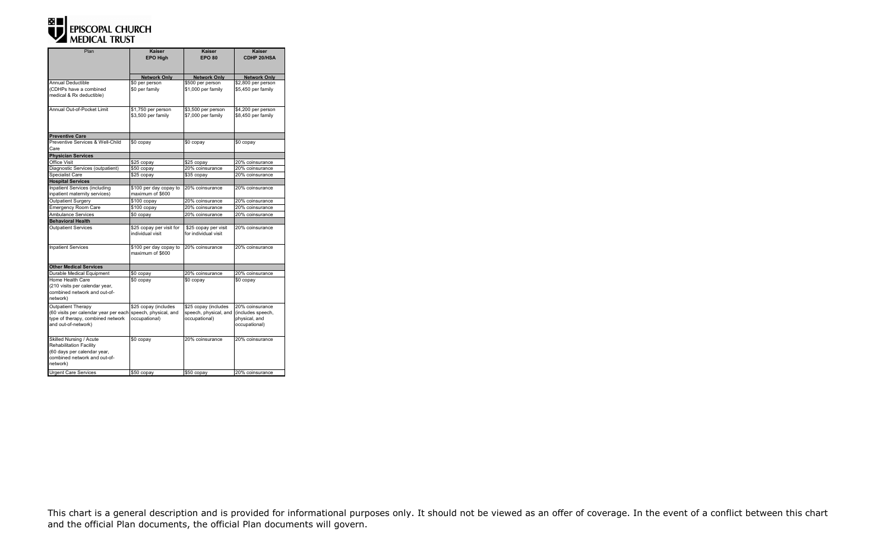# EPISCOPAL CHURCH MEDICAL TRUST

| Plan | Kaiser EPO High | Kaiser EPO 80 | Kaiser CDHP 20/HSA |
|---|---|---|---|
| | Network Only | Network Only | Network Only |
| Annual Deductible (CDHPs have a combined medical & Rx deductible) | $0 per person<br>$0 per family | $500 per person<br>$1,000 per family | $2,800 per person<br>$5,450 per family |
| Annual Out-of-Pocket Limit | $1,750 per person<br>$3,500 per family | $3,500 per person<br>$7,000 per family | $4,200 per person<br>$8,450 per family |
| **Preventive Care** | | | |
| Preventive Services & Well-Child Care | $0 copay | $0 copay | $0 copay |
| **Physician Services** | | | |
| Office Visit | $25 copay | $25 copay | 20% coinsurance |
| Diagnostic Services (outpatient) | $50 copay | 20% coinsurance | 20% coinsurance |
| Specialist Care | $25 copay | $35 copay | 20% coinsurance |
| **Hospital Services** | | | |
| Inpatient Services (including inpatient maternity services) | $100 per day copay to maximum of $600 | 20% coinsurance | 20% coinsurance |
| Outpatient Surgery | $100 copay | 20% coinsurance | 20% coinsurance |
| Emergency Room Care | $100 copay | 20% coinsurance | 20% coinsurance |
| Ambulance Services | $0 copay | 20% coinsurance | 20% coinsurance |
| **Behavioral Health** | | | |
| Outpatient Services | $25 copay per visit for individual visit | $25 copay per visit for individual visit | 20% coinsurance |
| Inpatient Services | $100 per day copay to maximum of $600 | 20% coinsurance | 20% coinsurance |
| **Other Medical Services** | | | |
| Durable Medical Equipment | $0 copay | 20% coinsurance | 20% coinsurance |
| Home Health Care (210 visits per calendar year, combined network and out-of-network) | $0 copay | $0 copay | $0 copay |
| Outpatient Therapy (60 visits per calendar year per each type of therapy, combined network and out-of-network) | $25 copay (includes speech, physical, and occupational) | $25 copay (includes speech, physical, and occupational) | 20% coinsurance (includes speech, physical, and occupational) |
| Skilled Nursing / Acute Rehabilitation Facility (60 days per calendar year, combined network and out-of-network) | $0 copay | 20% coinsurance | 20% coinsurance |
| Urgent Care Services | $50 copay | $50 copay | 20% coinsurance |

This chart is a general description and is provided for informational purposes only. It should not be viewed as an offer of coverage. In the event of a conflict between this chart and the official Plan documents, the official Plan documents will govern.